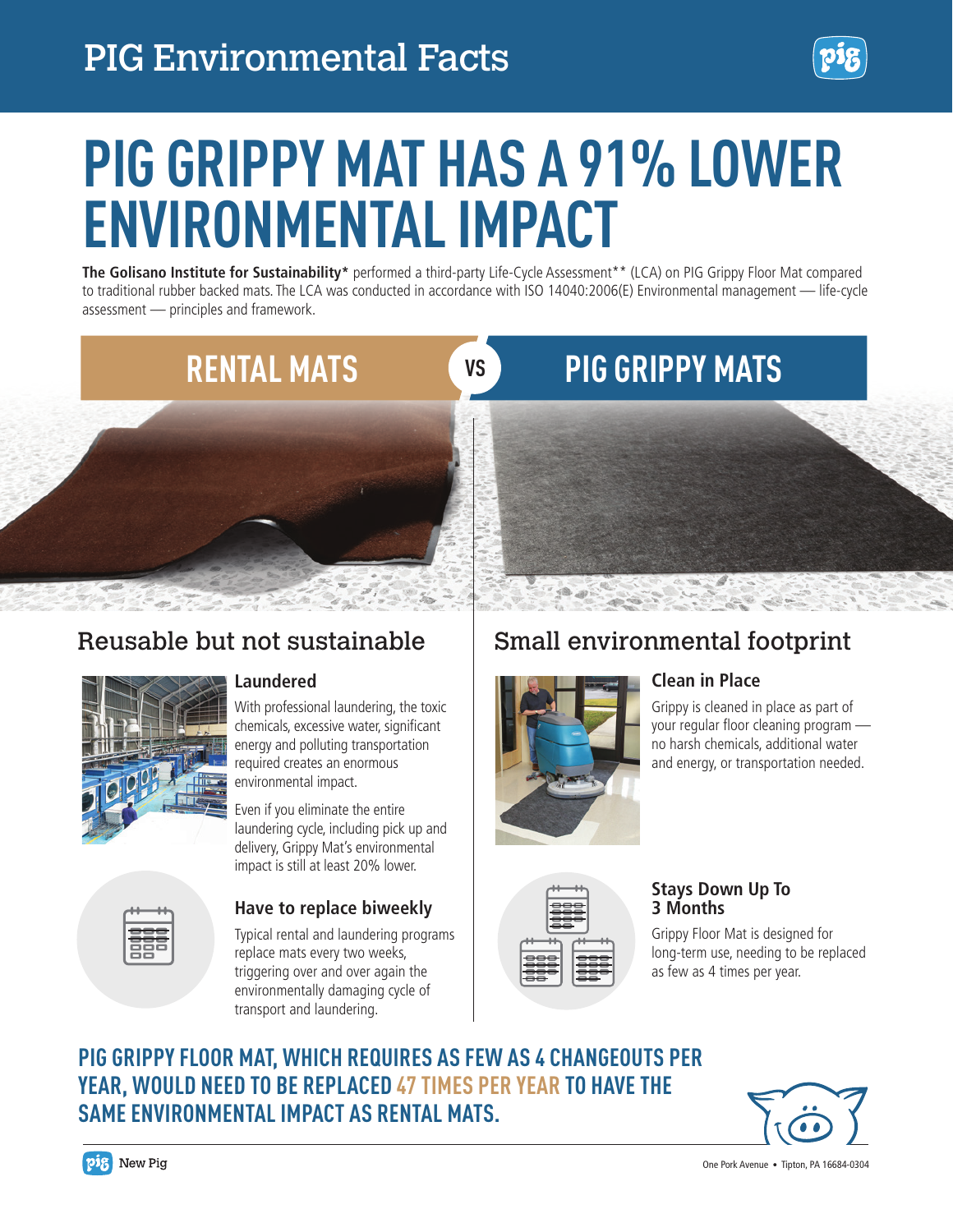# PIG Environmental Facts

# PIG GRIPPY MAT HAS A 91% LOWER ENVIRONMENTAL IMPACT

**The Golisano Institute for Sustainability*** performed a third-party Life-Cycle Assessment** (LCA) on PIG Grippy Floor Mat compared to traditional rubber backed mats. The LCA was conducted in accordance with ISO 14040:2006(E) Environmental management — life-cycle assessment — principles and framework.

## RENTAL MATS VS PIG GRIPPY MATS

## Reusable but not sustainable

### Laundered

With professional laundering, the toxic chemicals, excessive water, significant energy and polluting transportation required creates an enormous environmental impact.

Even if you eliminate the entire laundering cycle, including pick up and delivery, Grippy Mat's environmental impact is still at least 20% lower.

### Have to replace biweekly

Typical rental and laundering programs replace mats every two weeks, triggering over and over again the environmentally damaging cycle of transport and laundering.

## Small environmental footprint

### Clean in Place

Grippy is cleaned in place as part of your regular floor cleaning program — no harsh chemicals, additional water and energy, or transportation needed.

### Stays Down Up To 3 Months

Grippy Floor Mat is designed for long-term use, needing to be replaced as few as 4 times per year.

## PIG GRIPPY FLOOR MAT, WHICH REQUIRES AS FEW AS 4 CHANGEOUTS PER YEAR, WOULD NEED TO BE REPLACED 47 TIMES PER YEAR TO HAVE THE SAME ENVIRONMENTAL IMPACT AS RENTAL MATS.

New Pig

One Pork Avenue • Tipton, PA 16684-0304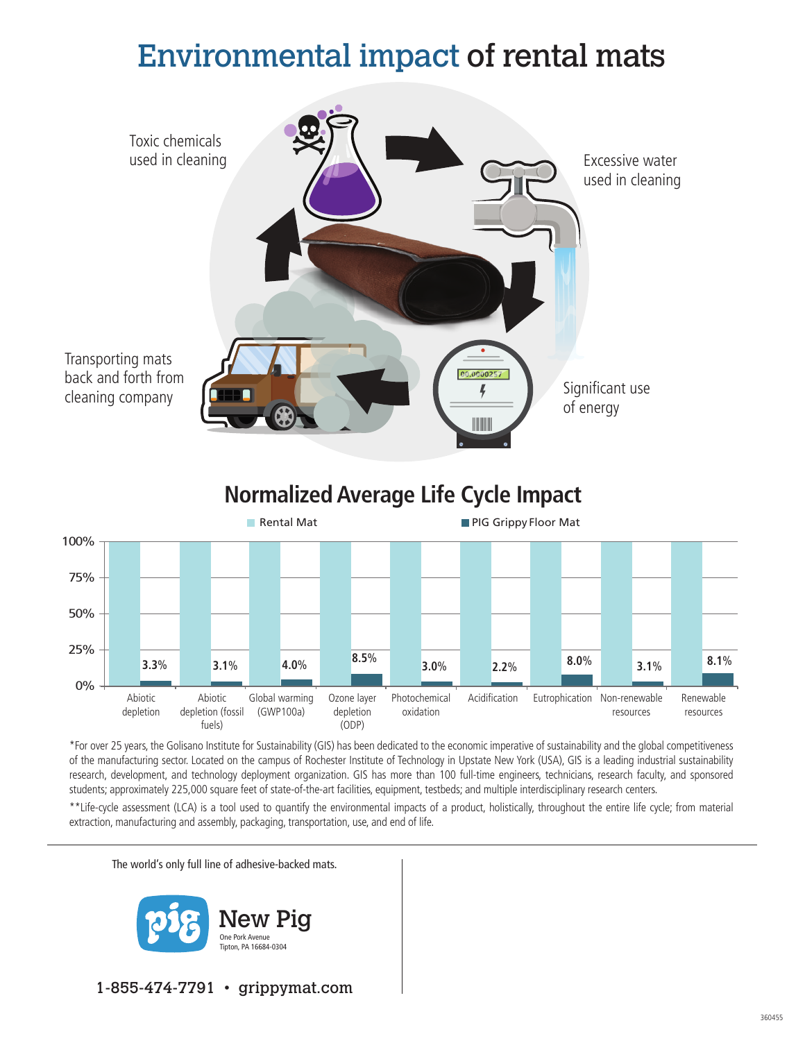# Environmental impact of rental mats

Toxic chemicals used in cleaning

Excessive water used in cleaning

Transporting mats back and forth from cleaning company

Significant use of energy

## Normalized Average Life Cycle Impact

Rental Mat

PIG Grippy Floor Mat

100%
75%
50%
25%
0%

3.3% — Abiotic depletion
3.1% — Abiotic depletion (fossil fuels)
4.0% — Global warming (GWP100a)
8.5% — Ozone layer depletion (ODP)
3.0% — Photochemical oxidation
2.2% — Acidification
8.0% — Eutrophication
3.1% — Non-renewable resources
8.1% — Renewable resources

*For over 25 years, the Golisano Institute for Sustainability (GIS) has been dedicated to the economic imperative of sustainability and the global competitiveness of the manufacturing sector. Located on the campus of Rochester Institute of Technology in Upstate New York (USA), GIS is a leading industrial sustainability research, development, and technology deployment organization. GIS has more than 100 full-time engineers, technicians, research faculty, and sponsored students; approximately 225,000 square feet of state-of-the-art facilities, equipment, testbeds; and multiple interdisciplinary research centers.

**Life-cycle assessment (LCA) is a tool used to quantify the environmental impacts of a product, holistically, throughout the entire life cycle; from material extraction, manufacturing and assembly, packaging, transportation, use, and end of life.

The world's only full line of adhesive-backed mats.

New Pig
One Pork Avenue
Tipton, PA 16684-0304

1-855-474-7791 • grippymat.com

360455